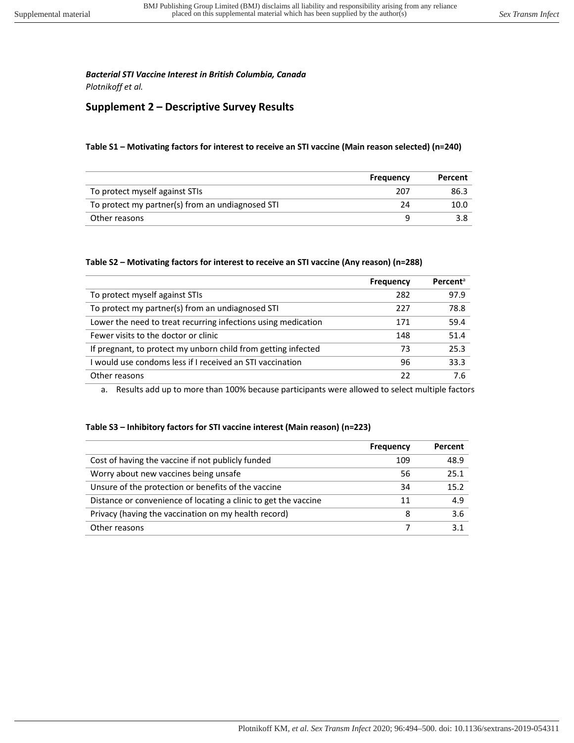***Bacterial STI Vaccine Interest in British Columbia, Canada***
*Plotnikoff et al.*

## Supplement 2 – Descriptive Survey Results

**Table S1 – Motivating factors for interest to receive an STI vaccine (Main reason selected) (n=240)**

| | Frequency | Percent |
|---|---|---|
| To protect myself against STIs | 207 | 86.3 |
| To protect my partner(s) from an undiagnosed STI | 24 | 10.0 |
| Other reasons | 9 | 3.8 |

**Table S2 – Motivating factors for interest to receive an STI vaccine (Any reason) (n=288)**

| | Frequency | Percent[a] |
|---|---|---|
| To protect myself against STIs | 282 | 97.9 |
| To protect my partner(s) from an undiagnosed STI | 227 | 78.8 |
| Lower the need to treat recurring infections using medication | 171 | 59.4 |
| Fewer visits to the doctor or clinic | 148 | 51.4 |
| If pregnant, to protect my unborn child from getting infected | 73 | 25.3 |
| I would use condoms less if I received an STI vaccination | 96 | 33.3 |
| Other reasons | 22 | 7.6 |

a. Results add up to more than 100% because participants were allowed to select multiple factors

**Table S3 – Inhibitory factors for STI vaccine interest (Main reason) (n=223)**

| | Frequency | Percent |
|---|---|---|
| Cost of having the vaccine if not publicly funded | 109 | 48.9 |
| Worry about new vaccines being unsafe | 56 | 25.1 |
| Unsure of the protection or benefits of the vaccine | 34 | 15.2 |
| Distance or convenience of locating a clinic to get the vaccine | 11 | 4.9 |
| Privacy (having the vaccination on my health record) | 8 | 3.6 |
| Other reasons | 7 | 3.1 |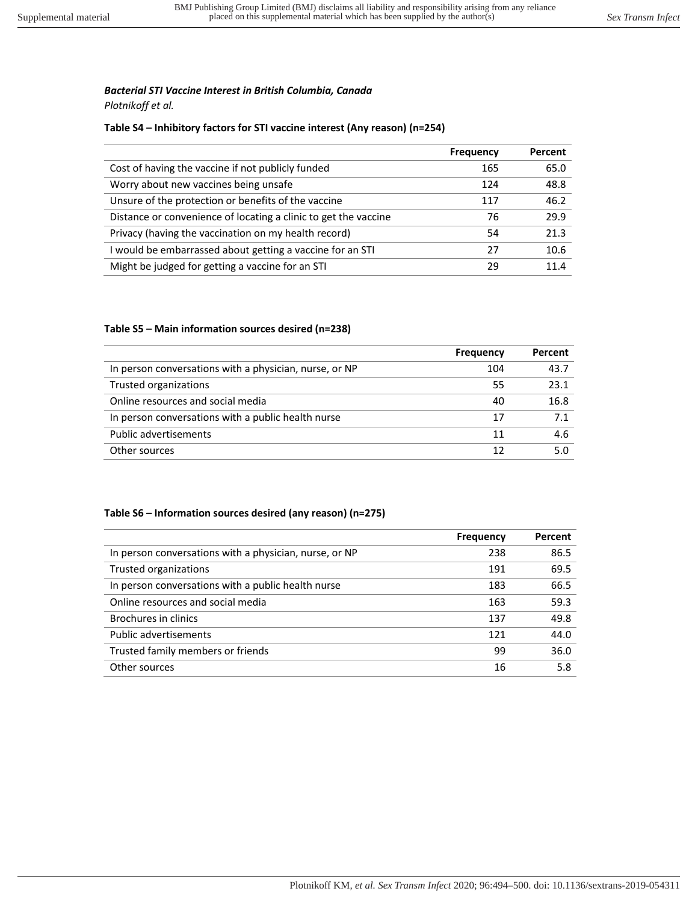***Bacterial STI Vaccine Interest in British Columbia, Canada***

*Plotnikoff et al.*

**Table S4 – Inhibitory factors for STI vaccine interest (Any reason) (n=254)**

| | Frequency | Percent |
|---|---|---|
| Cost of having the vaccine if not publicly funded | 165 | 65.0 |
| Worry about new vaccines being unsafe | 124 | 48.8 |
| Unsure of the protection or benefits of the vaccine | 117 | 46.2 |
| Distance or convenience of locating a clinic to get the vaccine | 76 | 29.9 |
| Privacy (having the vaccination on my health record) | 54 | 21.3 |
| I would be embarrassed about getting a vaccine for an STI | 27 | 10.6 |
| Might be judged for getting a vaccine for an STI | 29 | 11.4 |

**Table S5 – Main information sources desired (n=238)**

| | Frequency | Percent |
|---|---|---|
| In person conversations with a physician, nurse, or NP | 104 | 43.7 |
| Trusted organizations | 55 | 23.1 |
| Online resources and social media | 40 | 16.8 |
| In person conversations with a public health nurse | 17 | 7.1 |
| Public advertisements | 11 | 4.6 |
| Other sources | 12 | 5.0 |

**Table S6 – Information sources desired (any reason) (n=275)**

| | Frequency | Percent |
|---|---|---|
| In person conversations with a physician, nurse, or NP | 238 | 86.5 |
| Trusted organizations | 191 | 69.5 |
| In person conversations with a public health nurse | 183 | 66.5 |
| Online resources and social media | 163 | 59.3 |
| Brochures in clinics | 137 | 49.8 |
| Public advertisements | 121 | 44.0 |
| Trusted family members or friends | 99 | 36.0 |
| Other sources | 16 | 5.8 |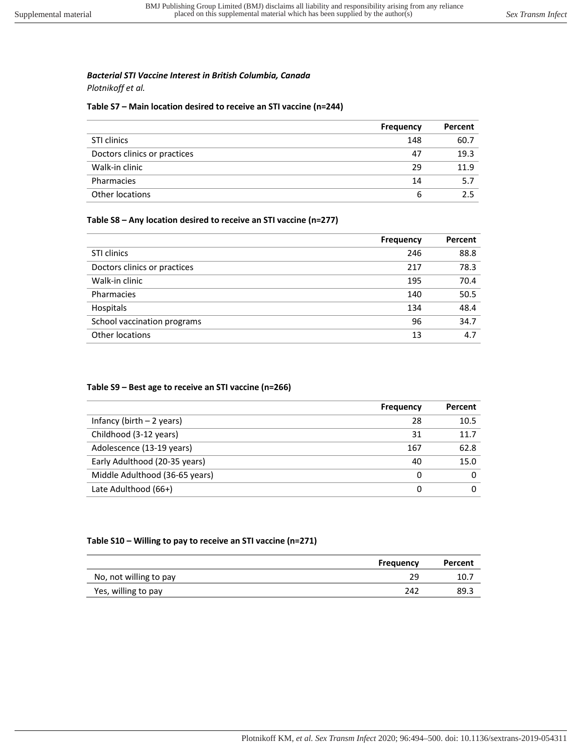***Bacterial STI Vaccine Interest in British Columbia, Canada***
*Plotnikoff et al.*

**Table S7 – Main location desired to receive an STI vaccine (n=244)**

| | Frequency | Percent |
|---|---|---|
| STI clinics | 148 | 60.7 |
| Doctors clinics or practices | 47 | 19.3 |
| Walk-in clinic | 29 | 11.9 |
| Pharmacies | 14 | 5.7 |
| Other locations | 6 | 2.5 |

**Table S8 – Any location desired to receive an STI vaccine (n=277)**

| | Frequency | Percent |
|---|---|---|
| STI clinics | 246 | 88.8 |
| Doctors clinics or practices | 217 | 78.3 |
| Walk-in clinic | 195 | 70.4 |
| Pharmacies | 140 | 50.5 |
| Hospitals | 134 | 48.4 |
| School vaccination programs | 96 | 34.7 |
| Other locations | 13 | 4.7 |

**Table S9 – Best age to receive an STI vaccine (n=266)**

| | Frequency | Percent |
|---|---|---|
| Infancy (birth – 2 years) | 28 | 10.5 |
| Childhood (3-12 years) | 31 | 11.7 |
| Adolescence (13-19 years) | 167 | 62.8 |
| Early Adulthood (20-35 years) | 40 | 15.0 |
| Middle Adulthood (36-65 years) | 0 | 0 |
| Late Adulthood (66+) | 0 | 0 |

**Table S10 – Willing to pay to receive an STI vaccine (n=271)**

| | Frequency | Percent |
|---|---|---|
| No, not willing to pay | 29 | 10.7 |
| Yes, willing to pay | 242 | 89.3 |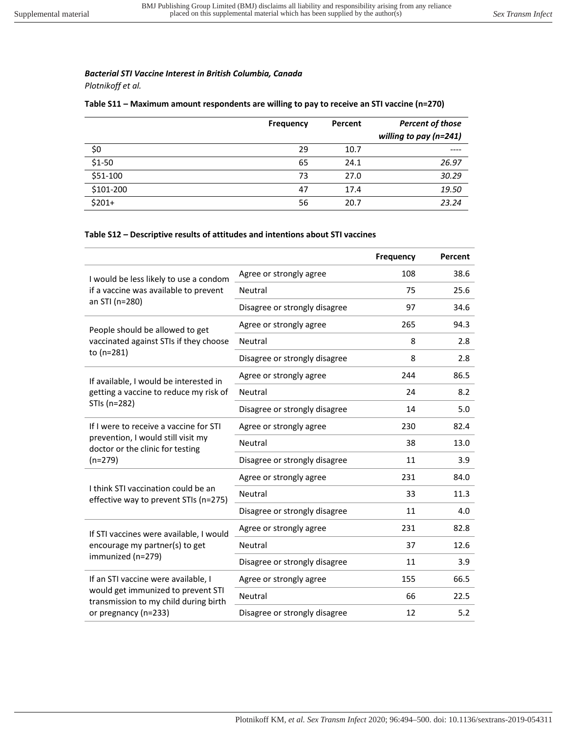***Bacterial STI Vaccine Interest in British Columbia, Canada***

*Plotnikoff et al.*

**Table S11 – Maximum amount respondents are willing to pay to receive an STI vaccine (n=270)**

| | Frequency | Percent | *Percent of those willing to pay (n=241)* |
|---|---|---|---|
| $0 | 29 | 10.7 | ---- |
| $1-50 | 65 | 24.1 | *26.97* |
| $51-100 | 73 | 27.0 | *30.29* |
| $101-200 | 47 | 17.4 | *19.50* |
| $201+ | 56 | 20.7 | *23.24* |

**Table S12 – Descriptive results of attitudes and intentions about STI vaccines**

| | | Frequency | Percent |
|---|---|---|---|
| I would be less likely to use a condom if a vaccine was available to prevent an STI (n=280) | Agree or strongly agree | 108 | 38.6 |
| | Neutral | 75 | 25.6 |
| | Disagree or strongly disagree | 97 | 34.6 |
| People should be allowed to get vaccinated against STIs if they choose to (n=281) | Agree or strongly agree | 265 | 94.3 |
| | Neutral | 8 | 2.8 |
| | Disagree or strongly disagree | 8 | 2.8 |
| If available, I would be interested in getting a vaccine to reduce my risk of STIs (n=282) | Agree or strongly agree | 244 | 86.5 |
| | Neutral | 24 | 8.2 |
| | Disagree or strongly disagree | 14 | 5.0 |
| If I were to receive a vaccine for STI prevention, I would still visit my doctor or the clinic for testing (n=279) | Agree or strongly agree | 230 | 82.4 |
| | Neutral | 38 | 13.0 |
| | Disagree or strongly disagree | 11 | 3.9 |
| I think STI vaccination could be an effective way to prevent STIs (n=275) | Agree or strongly agree | 231 | 84.0 |
| | Neutral | 33 | 11.3 |
| | Disagree or strongly disagree | 11 | 4.0 |
| If STI vaccines were available, I would encourage my partner(s) to get immunized (n=279) | Agree or strongly agree | 231 | 82.8 |
| | Neutral | 37 | 12.6 |
| | Disagree or strongly disagree | 11 | 3.9 |
| If an STI vaccine were available, I would get immunized to prevent STI transmission to my child during birth or pregnancy (n=233) | Agree or strongly agree | 155 | 66.5 |
| | Neutral | 66 | 22.5 |
| | Disagree or strongly disagree | 12 | 5.2 |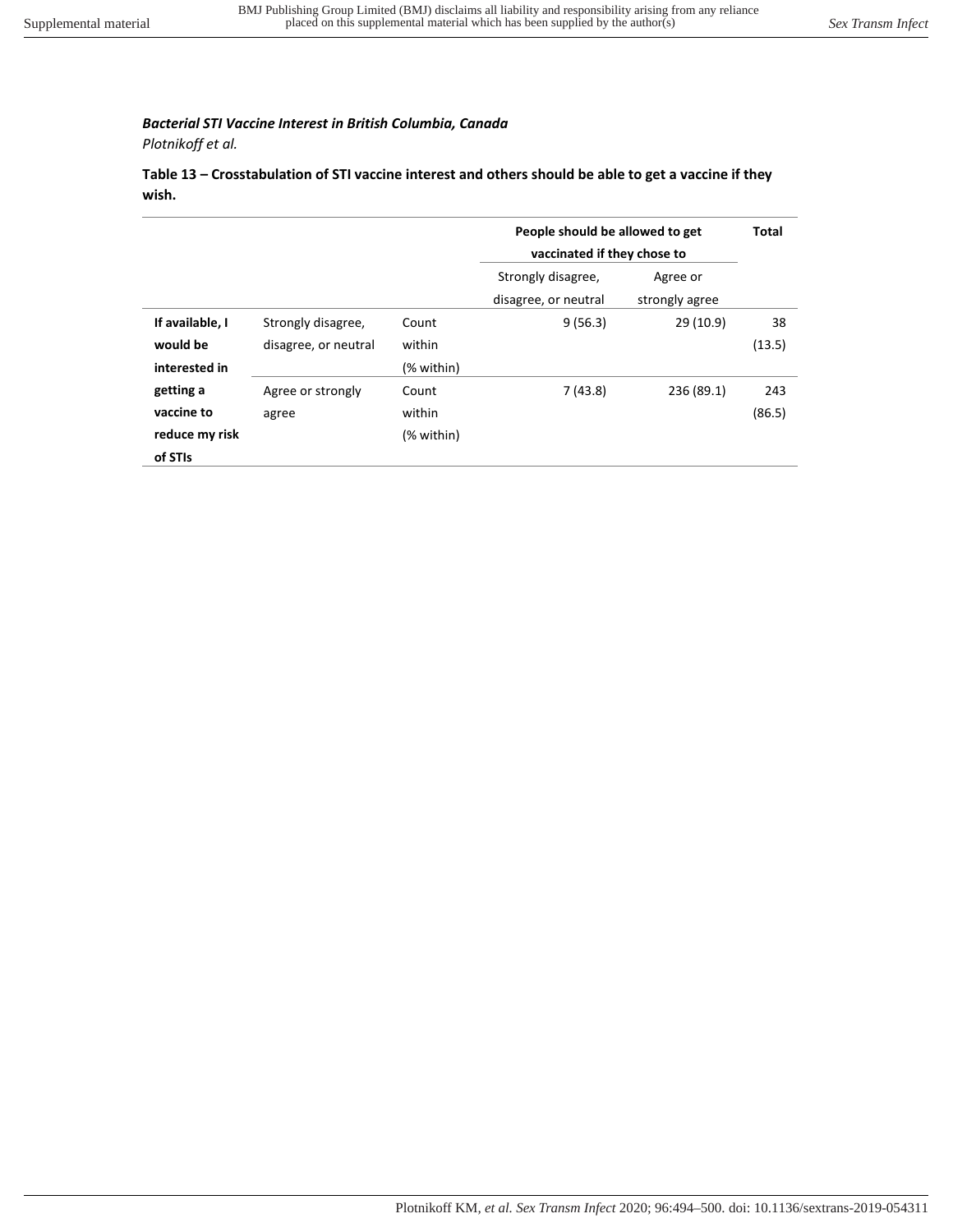***Bacterial STI Vaccine Interest in British Columbia, Canada***

*Plotnikoff et al.*

**Table 13 – Crosstabulation of STI vaccine interest and others should be able to get a vaccine if they wish.**

| | | | **People should be allowed to get vaccinated if they chose to** | | **Total** |
|---|---|---|---|---|---|
| | | | Strongly disagree, disagree, or neutral | Agree or strongly agree | |
| **If available, I would be interested in getting a vaccine to reduce my risk of STIs** | Strongly disagree, disagree, or neutral | Count within (% within) | 9 (56.3) | 29 (10.9) | 38 (13.5) |
| | Agree or strongly agree | Count within (% within) | 7 (43.8) | 236 (89.1) | 243 (86.5) |